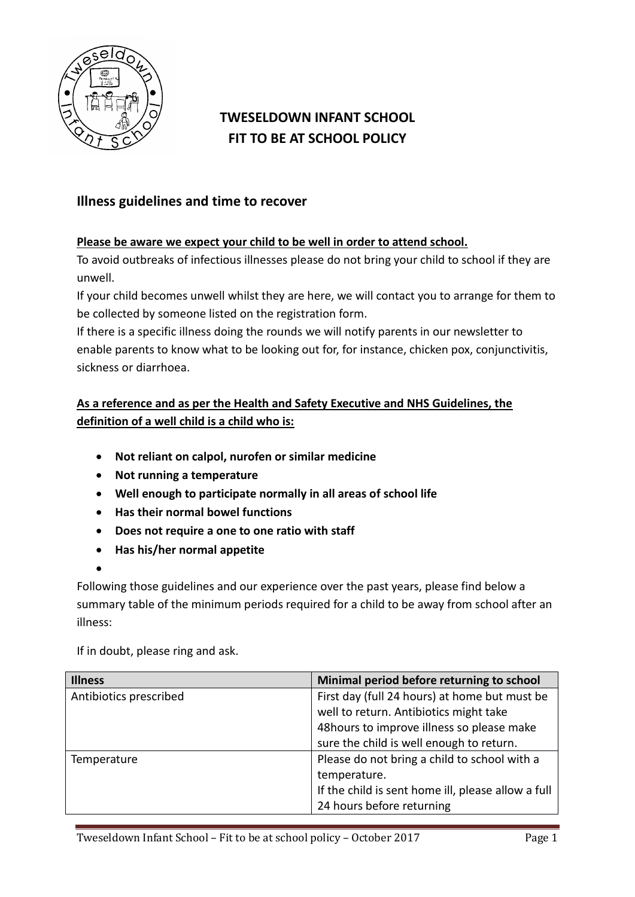# TWESELDOWN INFANT SCHOOL
# FIT TO BE AT SCHOOL POLICY

## Illness guidelines and time to recover

**Please be aware we expect your child to be well in order to attend school.**

To avoid outbreaks of infectious illnesses please do not bring your child to school if they are unwell.

If your child becomes unwell whilst they are here, we will contact you to arrange for them to be collected by someone listed on the registration form.

If there is a specific illness doing the rounds we will notify parents in our newsletter to enable parents to know what to be looking out for, for instance, chicken pox, conjunctivitis, sickness or diarrhoea.

**As a reference and as per the Health and Safety Executive and NHS Guidelines, the definition of a well child is a child who is:**

- **Not reliant on calpol, nurofen or similar medicine**
- **Not running a temperature**
- **Well enough to participate normally in all areas of school life**
- **Has their normal bowel functions**
- **Does not require a one to one ratio with staff**
- **Has his/her normal appetite**

Following those guidelines and our experience over the past years, please find below a summary table of the minimum periods required for a child to be away from school after an illness:

If in doubt, please ring and ask.

| Illness | Minimal period before returning to school |
|---|---|
| Antibiotics prescribed | First day (full 24 hours) at home but must be well to return. Antibiotics might take 48hours to improve illness so please make sure the child is well enough to return. |
| Temperature | Please do not bring a child to school with a temperature. If the child is sent home ill, please allow a full 24 hours before returning |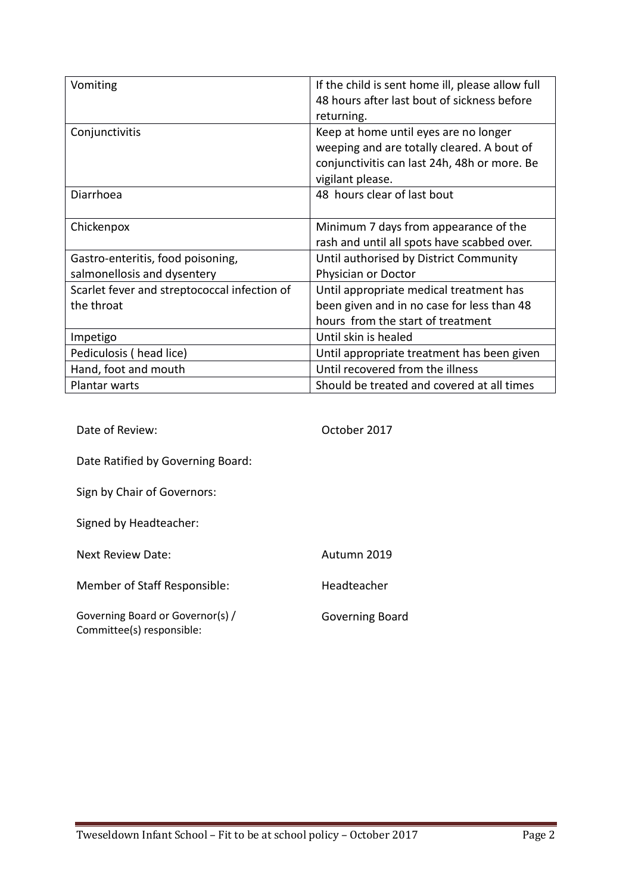| | |
|---|---|
| Vomiting | If the child is sent home ill, please allow full 48 hours after last bout of sickness before returning. |
| Conjunctivitis | Keep at home until eyes are no longer weeping and are totally cleared. A bout of conjunctivitis can last 24h, 48h or more. Be vigilant please. |
| Diarrhoea | 48 hours clear of last bout |
| Chickenpox | Minimum 7 days from appearance of the rash and until all spots have scabbed over. |
| Gastro-enteritis, food poisoning, salmonellosis and dysentery | Until authorised by District Community Physician or Doctor |
| Scarlet fever and streptococcal infection of the throat | Until appropriate medical treatment has been given and in no case for less than 48 hours from the start of treatment |
| Impetigo | Until skin is healed |
| Pediculosis ( head lice) | Until appropriate treatment has been given |
| Hand, foot and mouth | Until recovered from the illness |
| Plantar warts | Should be treated and covered at all times |

| | |
|---|---|
| Date of Review: | October 2017 |
| Date Ratified by Governing Board: | |
| Sign by Chair of Governors: | |
| Signed by Headteacher: | |
| Next Review Date: | Autumn 2019 |
| Member of Staff Responsible: | Headteacher |
| Governing Board or Governor(s) / Committee(s) responsible: | Governing Board |